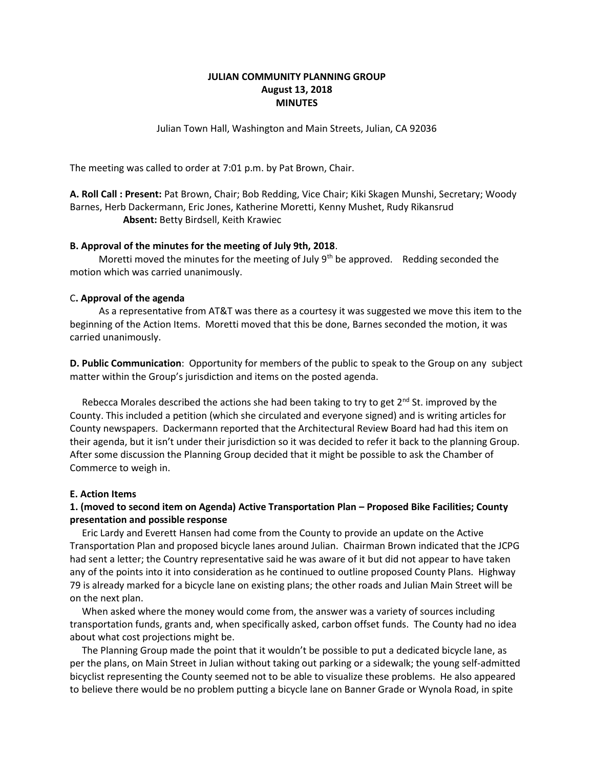# JULIAN COMMUNITY PLANNING GROUP
## August 13, 2018
## MINUTES

Julian Town Hall, Washington and Main Streets, Julian, CA 92036

The meeting was called to order at 7:01 p.m. by Pat Brown, Chair.

**A. Roll Call : Present:** Pat Brown, Chair; Bob Redding, Vice Chair; Kiki Skagen Munshi, Secretary; Woody Barnes, Herb Dackermann, Eric Jones, Katherine Moretti, Kenny Mushet, Rudy Rikansrud
**Absent:** Betty Birdsell, Keith Krawiec

### B. Approval of the minutes for the meeting of July 9th, 2018.

Moretti moved the minutes for the meeting of July 9th be approved. Redding seconded the motion which was carried unanimously.

### C. Approval of the agenda

As a representative from AT&T was there as a courtesy it was suggested we move this item to the beginning of the Action Items. Moretti moved that this be done, Barnes seconded the motion, it was carried unanimously.

**D. Public Communication**: Opportunity for members of the public to speak to the Group on any subject matter within the Group's jurisdiction and items on the posted agenda.

Rebecca Morales described the actions she had been taking to try to get 2nd St. improved by the County. This included a petition (which she circulated and everyone signed) and is writing articles for County newspapers. Dackermann reported that the Architectural Review Board had had this item on their agenda, but it isn't under their jurisdiction so it was decided to refer it back to the planning Group. After some discussion the Planning Group decided that it might be possible to ask the Chamber of Commerce to weigh in.

### E. Action Items

### 1. (moved to second item on Agenda) Active Transportation Plan – Proposed Bike Facilities; County presentation and possible response

Eric Lardy and Everett Hansen had come from the County to provide an update on the Active Transportation Plan and proposed bicycle lanes around Julian. Chairman Brown indicated that the JCPG had sent a letter; the Country representative said he was aware of it but did not appear to have taken any of the points into it into consideration as he continued to outline proposed County Plans. Highway 79 is already marked for a bicycle lane on existing plans; the other roads and Julian Main Street will be on the next plan.

When asked where the money would come from, the answer was a variety of sources including transportation funds, grants and, when specifically asked, carbon offset funds. The County had no idea about what cost projections might be.

The Planning Group made the point that it wouldn't be possible to put a dedicated bicycle lane, as per the plans, on Main Street in Julian without taking out parking or a sidewalk; the young self-admitted bicyclist representing the County seemed not to be able to visualize these problems. He also appeared to believe there would be no problem putting a bicycle lane on Banner Grade or Wynola Road, in spite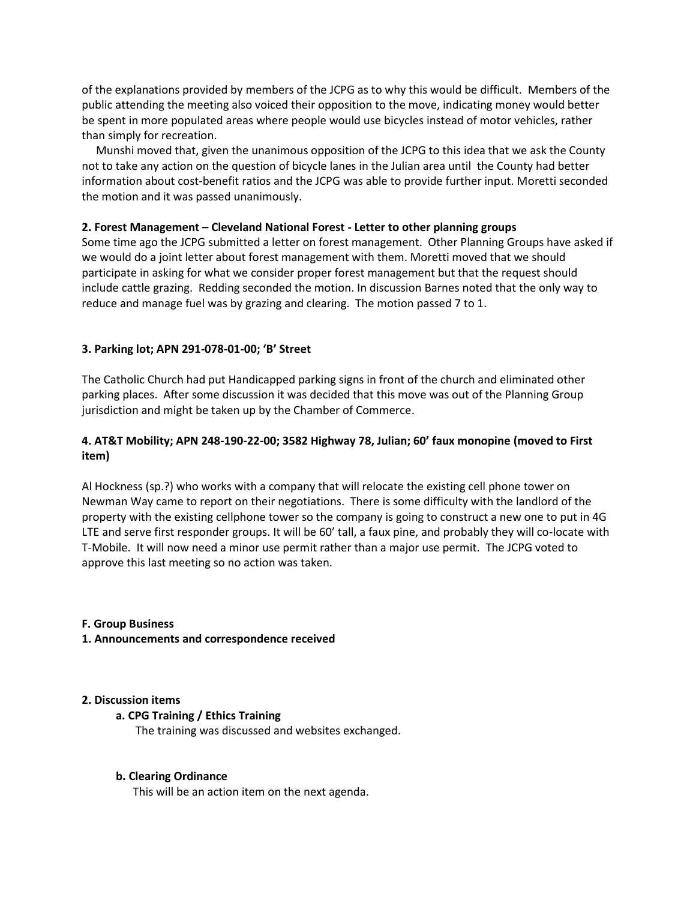of the explanations provided by members of the JCPG as to why this would be difficult. Members of the public attending the meeting also voiced their opposition to the move, indicating money would better be spent in more populated areas where people would use bicycles instead of motor vehicles, rather than simply for recreation.

Munshi moved that, given the unanimous opposition of the JCPG to this idea that we ask the County not to take any action on the question of bicycle lanes in the Julian area until the County had better information about cost-benefit ratios and the JCPG was able to provide further input. Moretti seconded the motion and it was passed unanimously.

**2. Forest Management – Cleveland National Forest - Letter to other planning groups**

Some time ago the JCPG submitted a letter on forest management. Other Planning Groups have asked if we would do a joint letter about forest management with them. Moretti moved that we should participate in asking for what we consider proper forest management but that the request should include cattle grazing. Redding seconded the motion. In discussion Barnes noted that the only way to reduce and manage fuel was by grazing and clearing. The motion passed 7 to 1.

**3. Parking lot; APN 291-078-01-00; 'B' Street**

The Catholic Church had put Handicapped parking signs in front of the church and eliminated other parking places. After some discussion it was decided that this move was out of the Planning Group jurisdiction and might be taken up by the Chamber of Commerce.

**4. AT&T Mobility; APN 248-190-22-00; 3582 Highway 78, Julian; 60' faux monopine (moved to First item)**

Al Hockness (sp.?) who works with a company that will relocate the existing cell phone tower on Newman Way came to report on their negotiations. There is some difficulty with the landlord of the property with the existing cellphone tower so the company is going to construct a new one to put in 4G LTE and serve first responder groups. It will be 60' tall, a faux pine, and probably they will co-locate with T-Mobile. It will now need a minor use permit rather than a major use permit. The JCPG voted to approve this last meeting so no action was taken.

**F. Group Business**

**1. Announcements and correspondence received**

**2. Discussion items**

**a. CPG Training / Ethics Training**

The training was discussed and websites exchanged.

**b. Clearing Ordinance**

This will be an action item on the next agenda.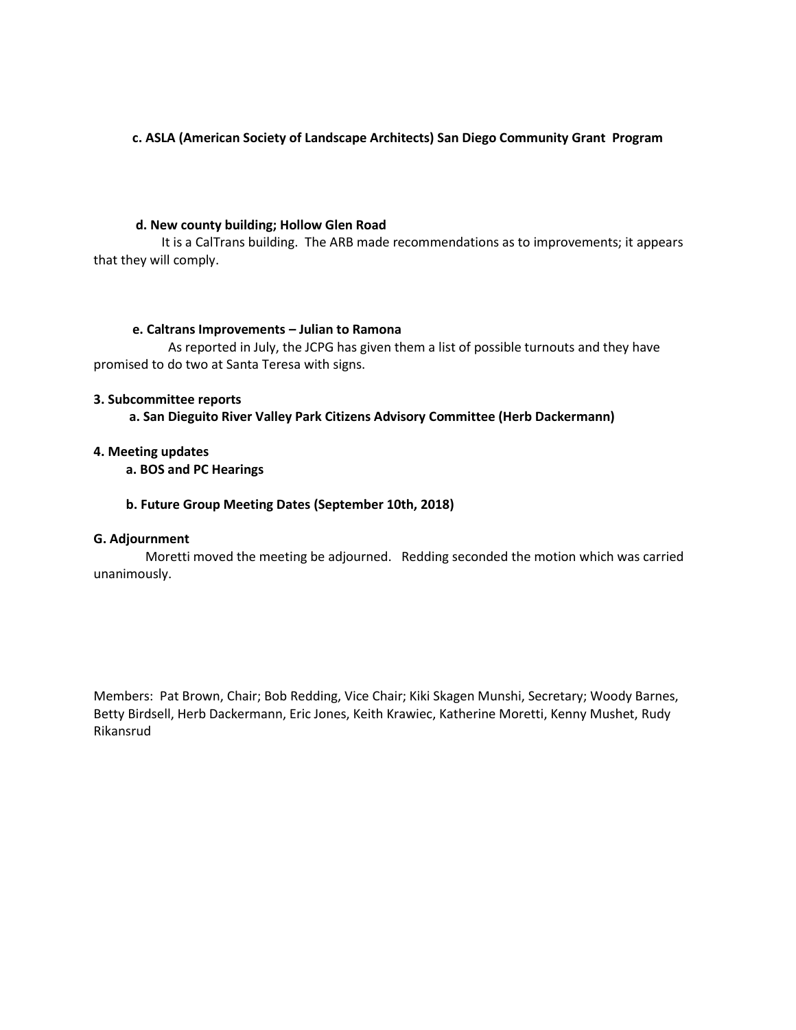**c. ASLA (American Society of Landscape Architects) San Diego Community Grant Program**

**d. New county building; Hollow Glen Road**

It is a CalTrans building. The ARB made recommendations as to improvements; it appears that they will comply.

**e. Caltrans Improvements – Julian to Ramona**

As reported in July, the JCPG has given them a list of possible turnouts and they have promised to do two at Santa Teresa with signs.

**3. Subcommittee reports**

**a. San Dieguito River Valley Park Citizens Advisory Committee (Herb Dackermann)**

**4. Meeting updates**

**a. BOS and PC Hearings**

**b. Future Group Meeting Dates (September 10th, 2018)**

**G. Adjournment**

Moretti moved the meeting be adjourned. Redding seconded the motion which was carried unanimously.

Members: Pat Brown, Chair; Bob Redding, Vice Chair; Kiki Skagen Munshi, Secretary; Woody Barnes, Betty Birdsell, Herb Dackermann, Eric Jones, Keith Krawiec, Katherine Moretti, Kenny Mushet, Rudy Rikansrud